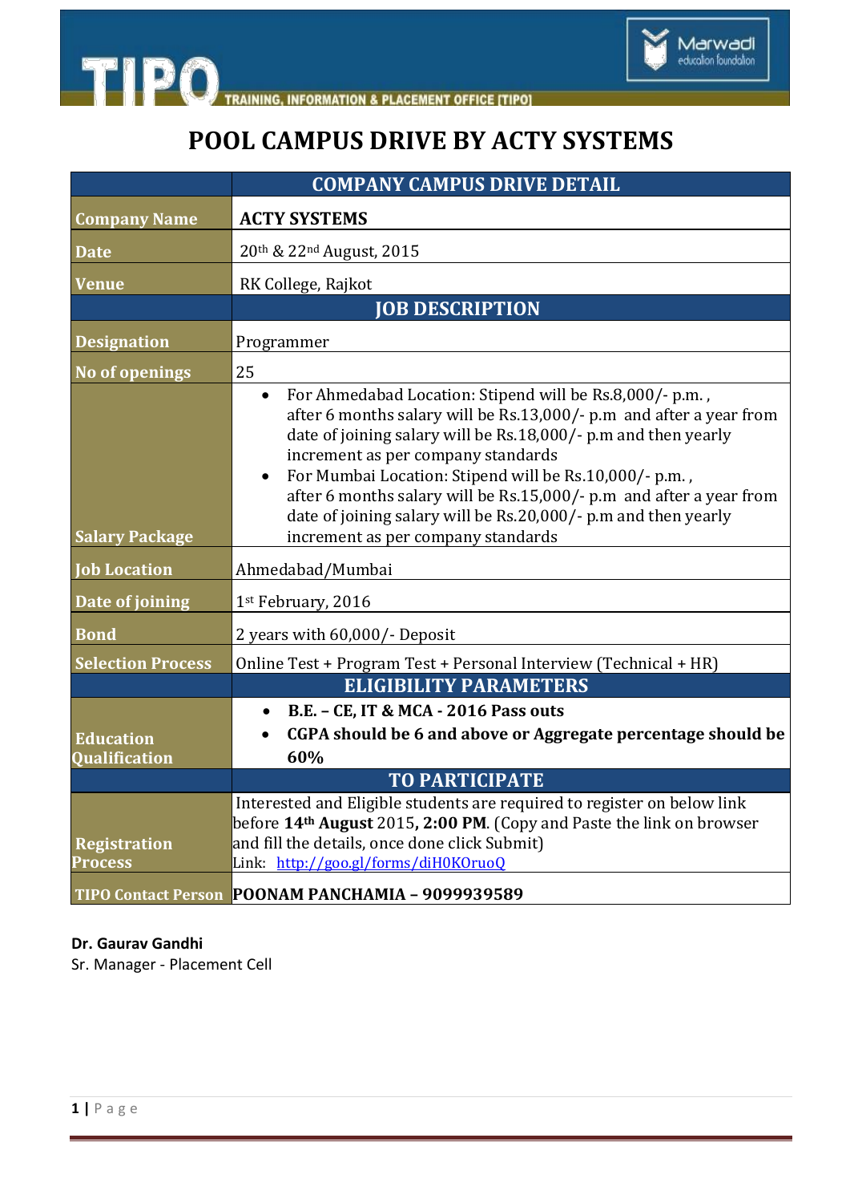TIPO — TRAINING, INFORMATION & PLACEMENT OFFICE [TIPO]

Marwadi education foundation

# POOL CAMPUS DRIVE BY ACTY SYSTEMS

| | COMPANY CAMPUS DRIVE DETAIL |
|---|---|
| **Company Name** | **ACTY SYSTEMS** |
| **Date** | 20th & 22nd August, 2015 |
| **Venue** | RK College, Rajkot |
| | **JOB DESCRIPTION** |
| **Designation** | Programmer |
| **No of openings** | 25 |
| **Salary Package** | • For Ahmedabad Location: Stipend will be Rs.8,000/- p.m. , after 6 months salary will be Rs.13,000/- p.m and after a year from date of joining salary will be Rs.18,000/- p.m and then yearly increment as per company standards<br>• For Mumbai Location: Stipend will be Rs.10,000/- p.m. , after 6 months salary will be Rs.15,000/- p.m and after a year from date of joining salary will be Rs.20,000/- p.m and then yearly increment as per company standards |
| **Job Location** | Ahmedabad/Mumbai |
| **Date of joining** | 1st February, 2016 |
| **Bond** | 2 years with 60,000/- Deposit |
| **Selection Process** | Online Test + Program Test + Personal Interview (Technical + HR) |
| | **ELIGIBILITY PARAMETERS** |
| **Education Qualification** | • **B.E. – CE, IT & MCA - 2016 Pass outs**<br>• **CGPA should be 6 and above or Aggregate percentage should be 60%** |
| | **TO PARTICIPATE** |
| **Registration Process** | Interested and Eligible students are required to register on below link before **14th August** 2015**, 2:00 PM**. (Copy and Paste the link on browser and fill the details, once done click Submit)<br>Link: http://goo.gl/forms/diH0KOruoQ |
| **TIPO Contact Person** | **POONAM PANCHAMIA – 9099939589** |

**Dr. Gaurav Gandhi**
Sr. Manager - Placement Cell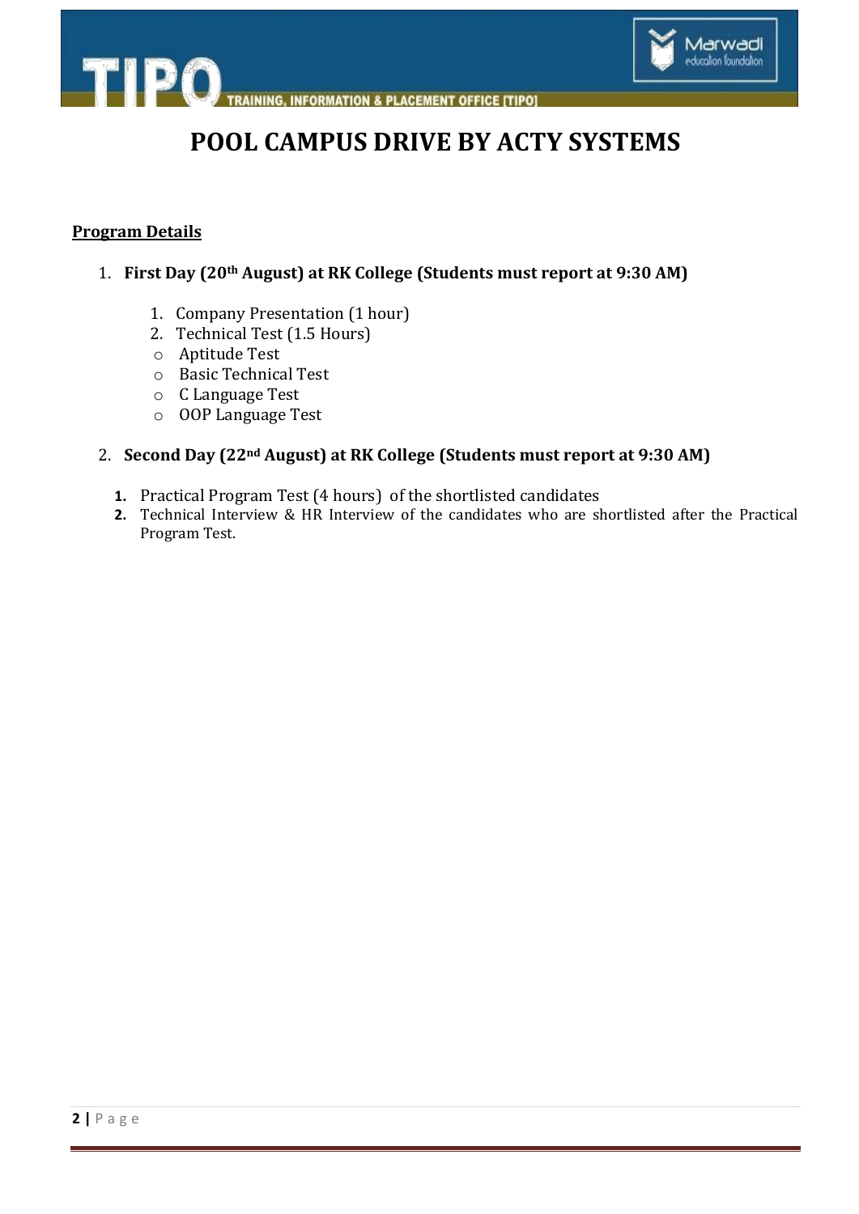# POOL CAMPUS DRIVE BY ACTY SYSTEMS

**Program Details**

1. **First Day (20th August) at RK College (Students must report at 9:30 AM)**

    1. Company Presentation (1 hour)
    2. Technical Test (1.5 Hours)
    - Aptitude Test
    - Basic Technical Test
    - C Language Test
    - OOP Language Test

2. **Second Day (22nd August) at RK College (Students must report at 9:30 AM)**

    1. Practical Program Test (4 hours) of the shortlisted candidates
    2. Technical Interview & HR Interview of the candidates who are shortlisted after the Practical Program Test.